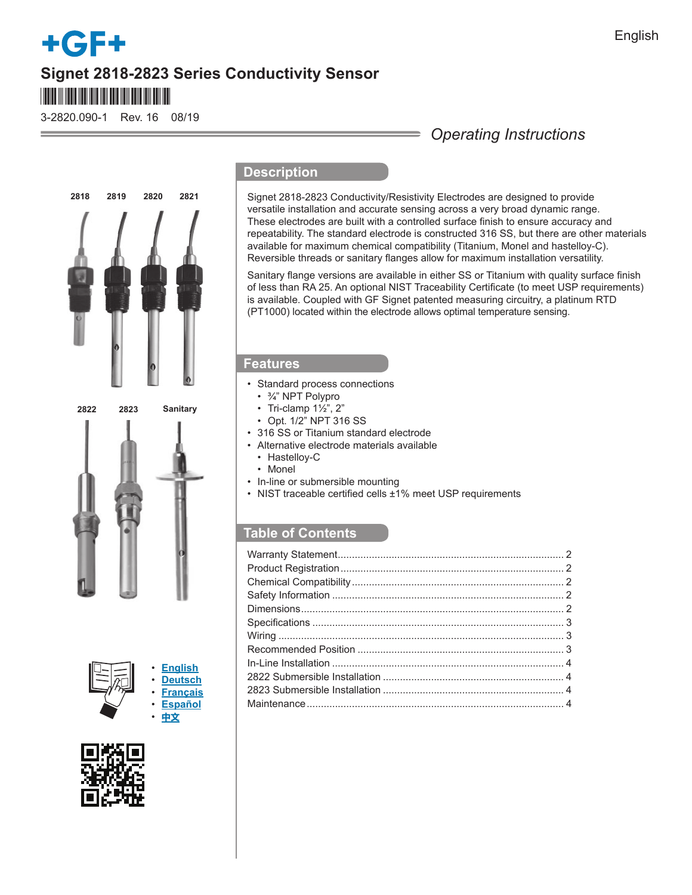English

# Signet 2818-2823 Series Conductivity Sensor

3-2820.090-1 Rev. 16 08/19

*Operating Instructions*

2818 2819 2820 2821

2822 2823 Sanitary

- English
- Deutsch
- Français
- Español
- 中文

## Description

Signet 2818-2823 Conductivity/Resistivity Electrodes are designed to provide versatile installation and accurate sensing across a very broad dynamic range. These electrodes are built with a controlled surface finish to ensure accuracy and repeatability. The standard electrode is constructed 316 SS, but there are other materials available for maximum chemical compatibility (Titanium, Monel and hastelloy-C). Reversible threads or sanitary flanges allow for maximum installation versatility.

Sanitary flange versions are available in either SS or Titanium with quality surface finish of less than RA 25. An optional NIST Traceability Certificate (to meet USP requirements) is available. Coupled with GF Signet patented measuring circuitry, a platinum RTD (PT1000) located within the electrode allows optimal temperature sensing.

## Features

- Standard process connections
  - ¾" NPT Polypro
  - Tri-clamp 1½", 2"
  - Opt. 1/2" NPT 316 SS
- 316 SS or Titanium standard electrode
- Alternative electrode materials available
  - Hastelloy-C
  - Monel
- In-line or submersible mounting
- NIST traceable certified cells ±1% meet USP requirements

## Table of Contents

| | |
|---|---|
| Warranty Statement | 2 |
| Product Registration | 2 |
| Chemical Compatibility | 2 |
| Safety Information | 2 |
| Dimensions | 2 |
| Specifications | 3 |
| Wiring | 3 |
| Recommended Position | 3 |
| In-Line Installation | 4 |
| 2822 Submersible Installation | 4 |
| 2823 Submersible Installation | 4 |
| Maintenance | 4 |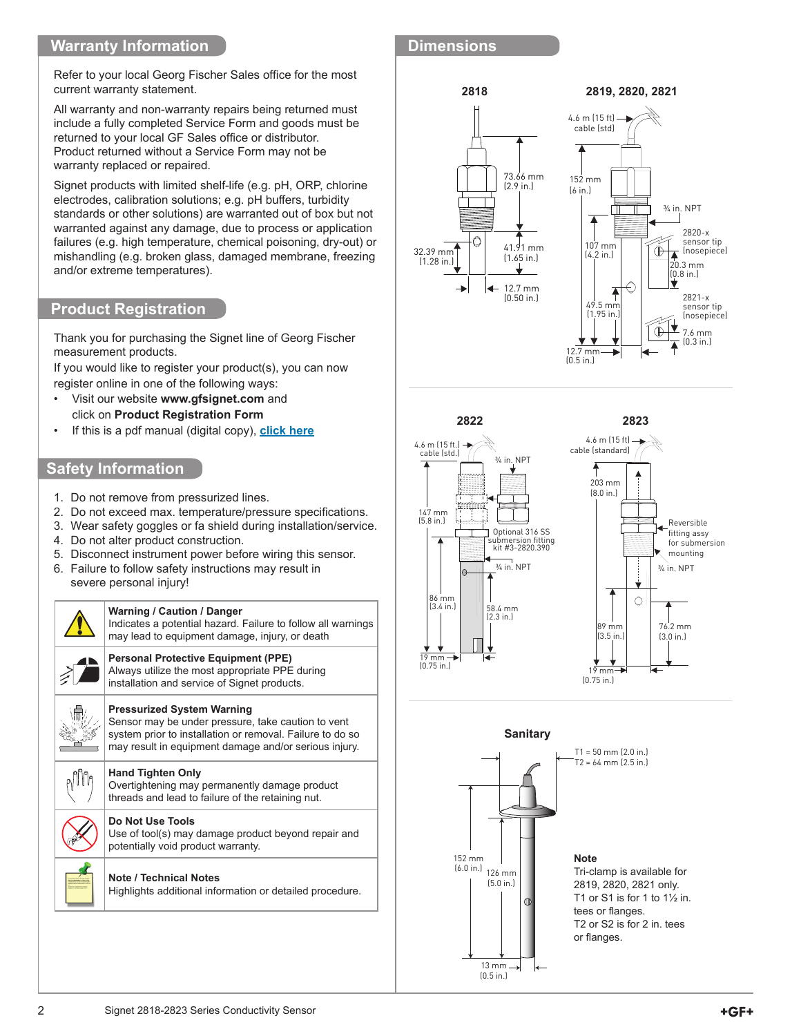## Warranty Information

Refer to your local Georg Fischer Sales office for the most current warranty statement.

All warranty and non-warranty repairs being returned must include a fully completed Service Form and goods must be returned to your local GF Sales office or distributor. Product returned without a Service Form may not be warranty replaced or repaired.

Signet products with limited shelf-life (e.g. pH, ORP, chlorine electrodes, calibration solutions; e.g. pH buffers, turbidity standards or other solutions) are warranted out of box but not warranted against any damage, due to process or application failures (e.g. high temperature, chemical poisoning, dry-out) or mishandling (e.g. broken glass, damaged membrane, freezing and/or extreme temperatures).

## Product Registration

Thank you for purchasing the Signet line of Georg Fischer measurement products.

If you would like to register your product(s), you can now register online in one of the following ways:

- Visit our website **www.gfsignet.com** and click on **Product Registration Form**
- If this is a pdf manual (digital copy), **click here**

## Safety Information

1. Do not remove from pressurized lines.
2. Do not exceed max. temperature/pressure specifications.
3. Wear safety goggles or fa shield during installation/service.
4. Do not alter product construction.
5. Disconnect instrument power before wiring this sensor.
6. Failure to follow safety instructions may result in severe personal injury!

| | |
|---|---|
| | **Warning / Caution / Danger**<br>Indicates a potential hazard. Failure to follow all warnings may lead to equipment damage, injury, or death |
| | **Personal Protective Equipment (PPE)**<br>Always utilize the most appropriate PPE during installation and service of Signet products. |
| | **Pressurized System Warning**<br>Sensor may be under pressure, take caution to vent system prior to installation or removal. Failure to do so may result in equipment damage and/or serious injury. |
| | **Hand Tighten Only**<br>Overtightening may permanently damage product threads and lead to failure of the retaining nut. |
| | **Do Not Use Tools**<br>Use of tool(s) may damage product beyond repair and potentially void product warranty. |
| | **Note / Technical Notes**<br>Highlights additional information or detailed procedure. |

## Dimensions

**2818**

73.66 mm (2.9 in.)
41.91 mm (1.65 in.)
32.39 mm (1.28 in.)
12.7 mm (0.50 in.)

**2819, 2820, 2821**

4.6 m (15 ft) cable (std)
152 mm (6 in.)
¾ in. NPT
107 mm (4.2 in.)
2820-x sensor tip (nosepiece)
20.3 mm (0.8 in.)
49.5 mm (1.95 in.)
2821-x sensor tip (nosepiece)
7.6 mm (0.3 in.)
12.7 mm (0.5 in.)

**2822**

4.6 m (15 ft.) cable (std.)
¾ in. NPT
147 mm (5.8 in.)
Optional 316 SS submersion fitting kit #3-2820.390
¾ in. NPT
86 mm (3.4 in.)
58.4 mm (2.3 in.)
19 mm (0.75 in.)

**2823**

4.6 m (15 ft) cable (standard)
203 mm (8.0 in.)
Reversible fitting assy for submersion mounting
¾ in. NPT
89 mm (3.5 in.)
76.2 mm (3.0 in.)
19 mm (0.75 in.)

**Sanitary**

T1 = 50 mm (2.0 in.)
T2 = 64 mm (2.5 in.)
152 mm (6.0 in.)
126 mm (5.0 in.)
13 mm (0.5 in.)

**Note**
Tri-clamp is available for 2819, 2820, 2821 only.
T1 or S1 is for 1 to 1½ in. tees or flanges.
T2 or S2 is for 2 in. tees or flanges.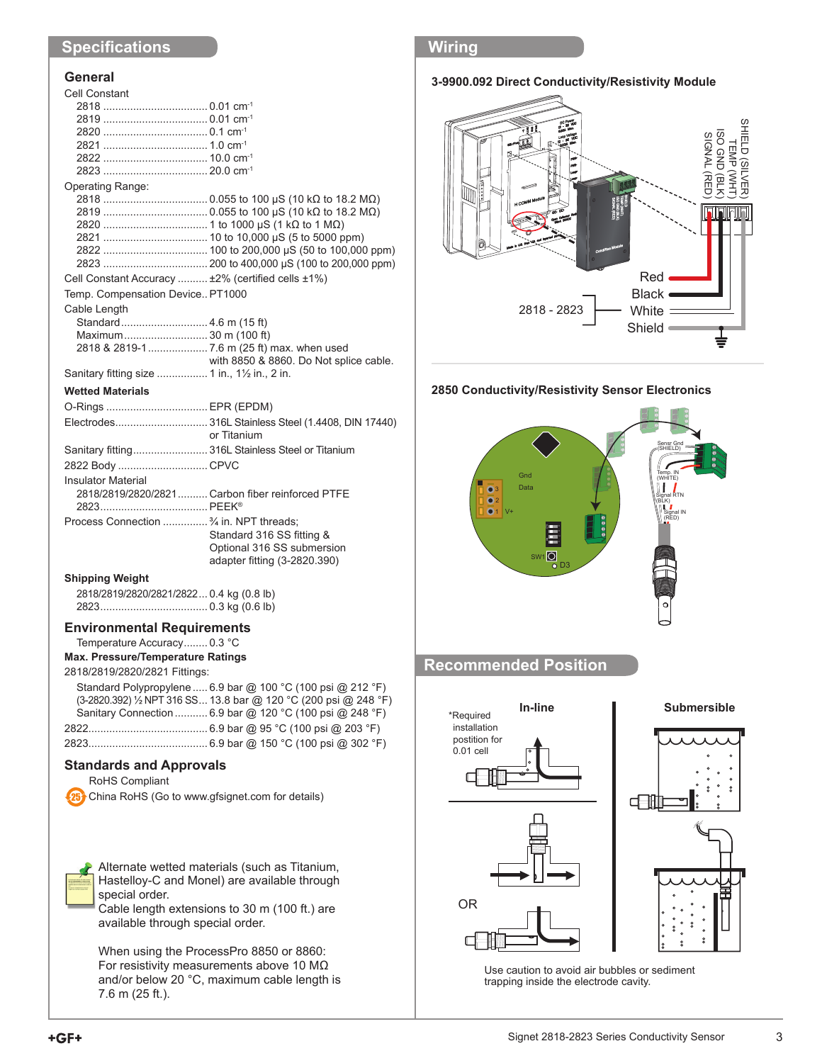## Specifications

### General

Cell Constant

| | |
|---|---|
| 2818 | 0.01 $cm^{-1}$ |
| 2819 | 0.01 $cm^{-1}$ |
| 2820 | 0.1 $cm^{-1}$ |
| 2821 | 1.0 $cm^{-1}$ |
| 2822 | 10.0 $cm^{-1}$ |
| 2823 | 20.0 $cm^{-1}$ |

Operating Range:

| | |
|---|---|
| 2818 | 0.055 to 100 µS (10 kΩ to 18.2 MΩ) |
| 2819 | 0.055 to 100 µS (10 kΩ to 18.2 MΩ) |
| 2820 | 1 to 1000 µS (1 kΩ to 1 MΩ) |
| 2821 | 10 to 10,000 µS (5 to 5000 ppm) |
| 2822 | 100 to 200,000 µS (50 to 100,000 ppm) |
| 2823 | 200 to 400,000 µS (100 to 200,000 ppm) |

Cell Constant Accuracy .......... ±2% (certified cells ±1%)

Temp. Compensation Device.. PT1000

Cable Length

| | |
|---|---|
| Standard | 4.6 m (15 ft) |
| Maximum | 30 m (100 ft) |
| 2818 & 2819-1 | 7.6 m (25 ft) max. when used with 8850 & 8860. Do Not splice cable. |

Sanitary fitting size ................ 1 in., 1½ in., 2 in.

**Wetted Materials**

| | |
|---|---|
| O-Rings | EPR (EPDM) |
| Electrodes | 316L Stainless Steel (1.4408, DIN 17440) or Titanium |
| Sanitary fitting | 316L Stainless Steel or Titanium |
| 2822 Body | CPVC |

Insulator Material

| | |
|---|---|
| 2818/2819/2820/2821 | Carbon fiber reinforced PTFE |
| 2823 | PEEK® |

Process Connection .............. ¾ in. NPT threads; Standard 316 SS fitting & Optional 316 SS submersion adapter fitting (3-2820.390)

**Shipping Weight**

| | |
|---|---|
| 2818/2819/2820/2821/2822 | 0.4 kg (0.8 lb) |
| 2823 | 0.3 kg (0.6 lb) |

### Environmental Requirements

Temperature Accuracy........ 0.3 °C

**Max. Pressure/Temperature Ratings**

2818/2819/2820/2821 Fittings:

| | |
|---|---|
| Standard Polypropylene | 6.9 bar @ 100 °C (100 psi @ 212 °F) |
| (3-2820.392) ½ NPT 316 SS | 13.8 bar @ 120 °C (200 psi @ 248 °F) |
| Sanitary Connection | 6.9 bar @ 120 °C (100 psi @ 248 °F) |
| 2822 | 6.9 bar @ 95 °C (100 psi @ 203 °F) |
| 2823 | 6.9 bar @ 150 °C (100 psi @ 302 °F) |

### Standards and Approvals

RoHS Compliant

China RoHS (Go to www.gfsignet.com for details)

Alternate wetted materials (such as Titanium, Hastelloy-C and Monel) are available through special order.
Cable length extensions to 30 m (100 ft.) are available through special order.

When using the ProcessPro 8850 or 8860: For resistivity measurements above 10 MΩ and/or below 20 °C, maximum cable length is 7.6 m (25 ft.).

## Wiring

**3-9900.092 Direct Conductivity/Resistivity Module**

SHIELD (SILVER)
TEMP (WHT)
ISO GND (BLK)
SIGNAL (RED)

2818 - 2823: Red, Black, White, Shield

**2850 Conductivity/Resistivity Sensor Electronics**

Gnd, Data, V+, SW1, D3, Sensr Gnd (SHIELD), Temp. IN (WHITE), Signal RTN (BLK), Signal IN (RED)

## Recommended Position

**In-line**

*Required installation postition for 0.01 cell

OR

**Submersible**

Use caution to avoid air bubbles or sediment trapping inside the electrode cavity.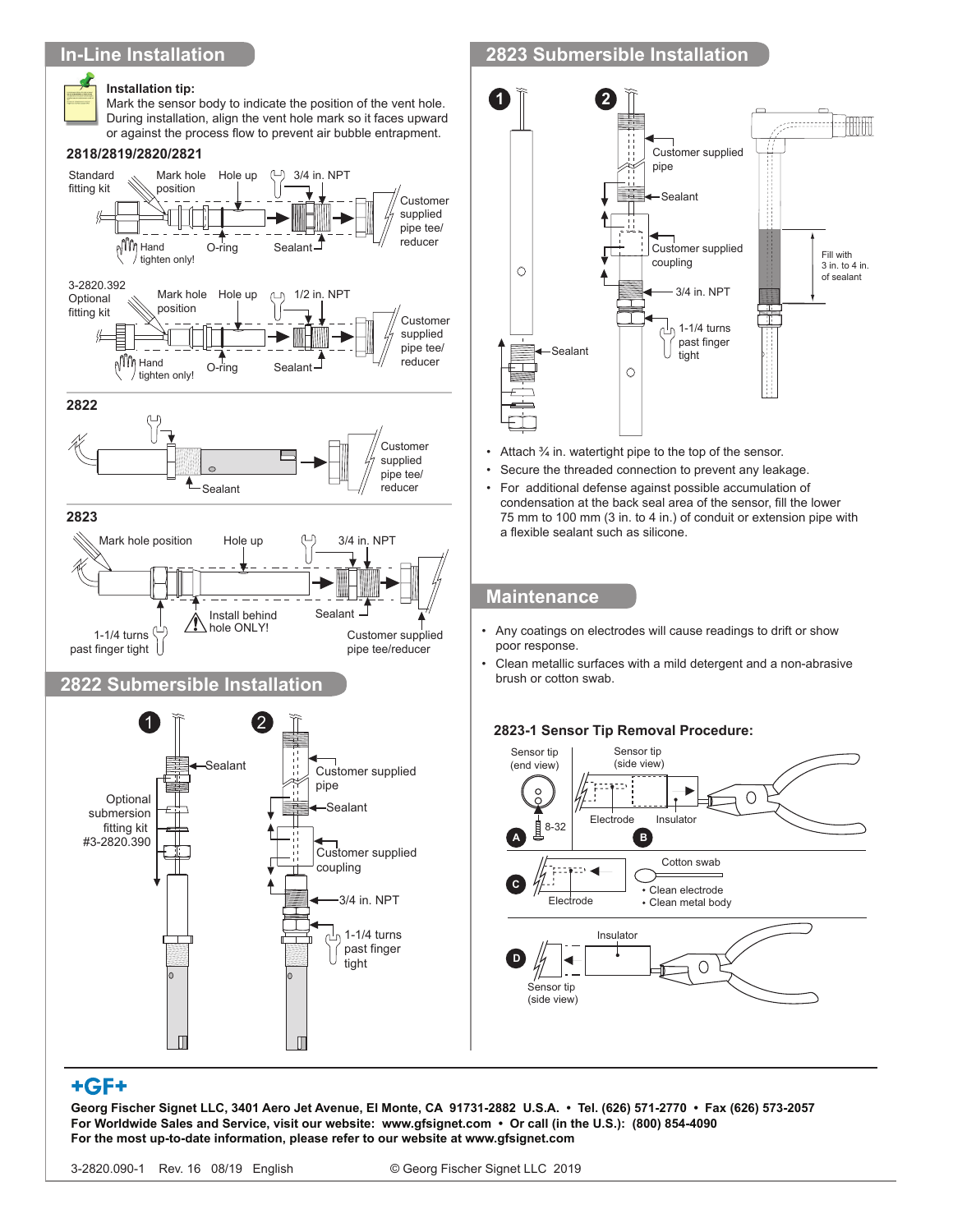## In-Line Installation

**Installation tip:**
Mark the sensor body to indicate the position of the vent hole. During installation, align the vent hole mark so it faces upward or against the process flow to prevent air bubble entrapment.

### 2818/2819/2820/2821

Standard fitting kit
Mark hole position
Hole up
3/4 in. NPT
Customer supplied pipe tee/ reducer
Hand tighten only!
O-ring
Sealant

3-2820.392 Optional fitting kit
Mark hole position
Hole up
1/2 in. NPT
Customer supplied pipe tee/ reducer
Hand tighten only!
O-ring
Sealant

### 2822

Customer supplied pipe tee/ reducer
Sealant

### 2823

Mark hole position
Hole up
3/4 in. NPT
Install behind hole ONLY!
Sealant
1-1/4 turns past finger tight
Customer supplied pipe tee/reducer

## 2822 Submersible Installation

1
2
Sealant
Optional submersion fitting kit #3-2820.390
Customer supplied pipe
Sealant
Customer supplied coupling
3/4 in. NPT
1-1/4 turns past finger tight

## 2823 Submersible Installation

1
2
Customer supplied pipe
Sealant
Customer supplied coupling
3/4 in. NPT
1-1/4 turns past finger tight
Sealant
Fill with 3 in. to 4 in. of sealant

- Attach ¾ in. watertight pipe to the top of the sensor.
- Secure the threaded connection to prevent any leakage.
- For additional defense against possible accumulation of condensation at the back seal area of the sensor, fill the lower 75 mm to 100 mm (3 in. to 4 in.) of conduit or extension pipe with a flexible sealant such as silicone.

## Maintenance

- Any coatings on electrodes will cause readings to drift or show poor response.
- Clean metallic surfaces with a mild detergent and a non-abrasive brush or cotton swab.

### 2823-1 Sensor Tip Removal Procedure:

A
Sensor tip (end view)
8-32

B
Sensor tip (side view)
Electrode
Insulator

C
Electrode
Cotton swab
- Clean electrode
- Clean metal body

D
Insulator
Sensor tip (side view)

**Georg Fischer Signet LLC, 3401 Aero Jet Avenue, El Monte, CA 91731-2882 U.S.A. • Tel. (626) 571-2770 • Fax (626) 573-2057**
**For Worldwide Sales and Service, visit our website: www.gfsignet.com • Or call (in the U.S.): (800) 854-4090**
**For the most up-to-date information, please refer to our website at www.gfsignet.com**

3-2820.090-1 Rev. 16 08/19 English © Georg Fischer Signet LLC 2019